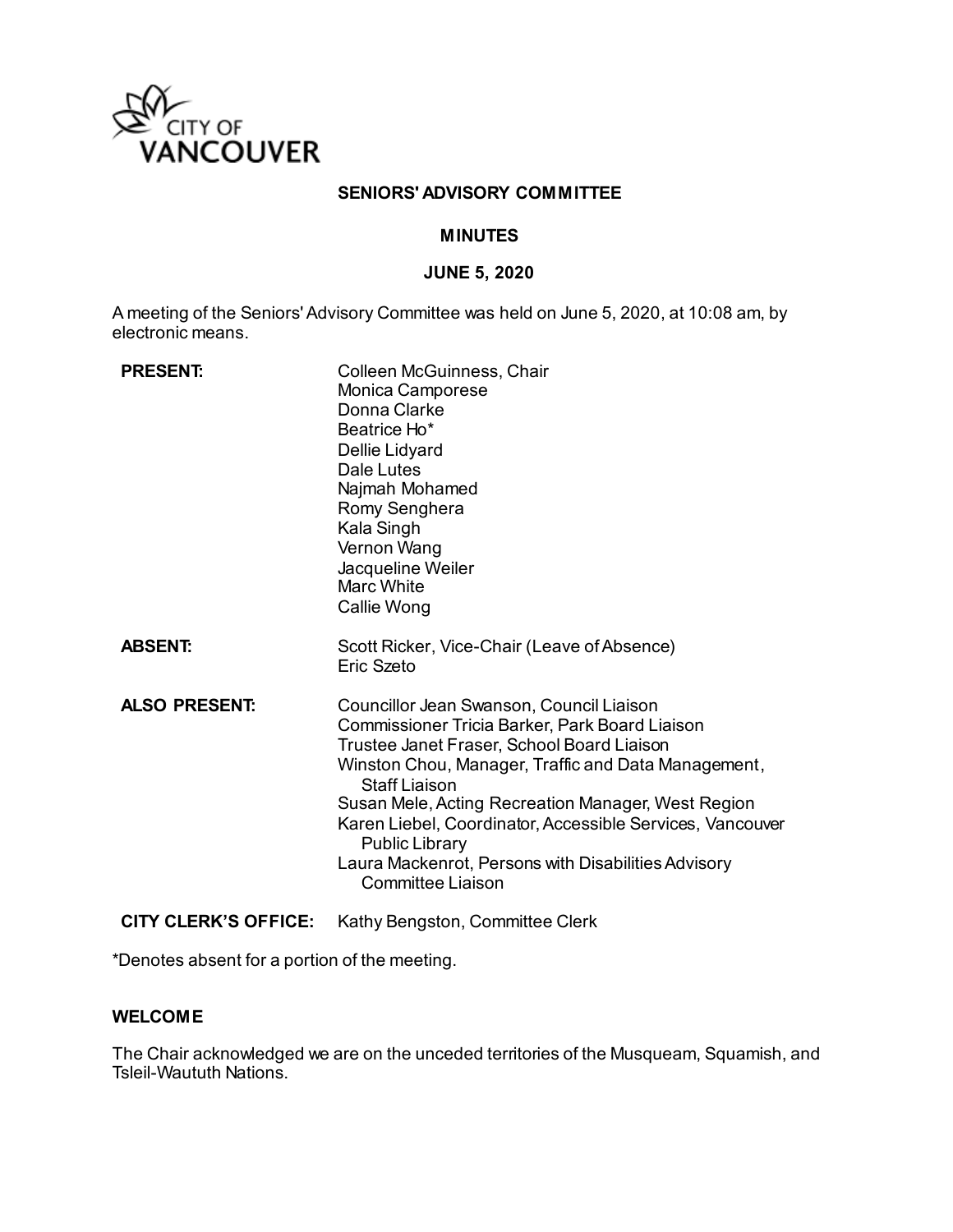CITY OF VANCOUVER

**SENIORS' ADVISORY COMMITTEE**

**MINUTES**

**JUNE 5, 2020**

A meeting of the Seniors' Advisory Committee was held on June 5, 2020, at 10:08 am, by electronic means.

| | |
|---|---|
| **PRESENT:** | Colleen McGuinness, Chair<br>Monica Camporese<br>Donna Clarke<br>Beatrice Ho*<br>Dellie Lidyard<br>Dale Lutes<br>Najmah Mohamed<br>Romy Senghera<br>Kala Singh<br>Vernon Wang<br>Jacqueline Weiler<br>Marc White<br>Callie Wong |
| **ABSENT:** | Scott Ricker, Vice-Chair (Leave of Absence)<br>Eric Szeto |
| **ALSO PRESENT:** | Councillor Jean Swanson, Council Liaison<br>Commissioner Tricia Barker, Park Board Liaison<br>Trustee Janet Fraser, School Board Liaison<br>Winston Chou, Manager, Traffic and Data Management, Staff Liaison<br>Susan Mele, Acting Recreation Manager, West Region<br>Karen Liebel, Coordinator, Accessible Services, Vancouver Public Library<br>Laura Mackenrot, Persons with Disabilities Advisory Committee Liaison |
| **CITY CLERK'S OFFICE:** | Kathy Bengston, Committee Clerk |

*Denotes absent for a portion of the meeting.

**WELCOME**

The Chair acknowledged we are on the unceded territories of the Musqueam, Squamish, and Tsleil-Waututh Nations.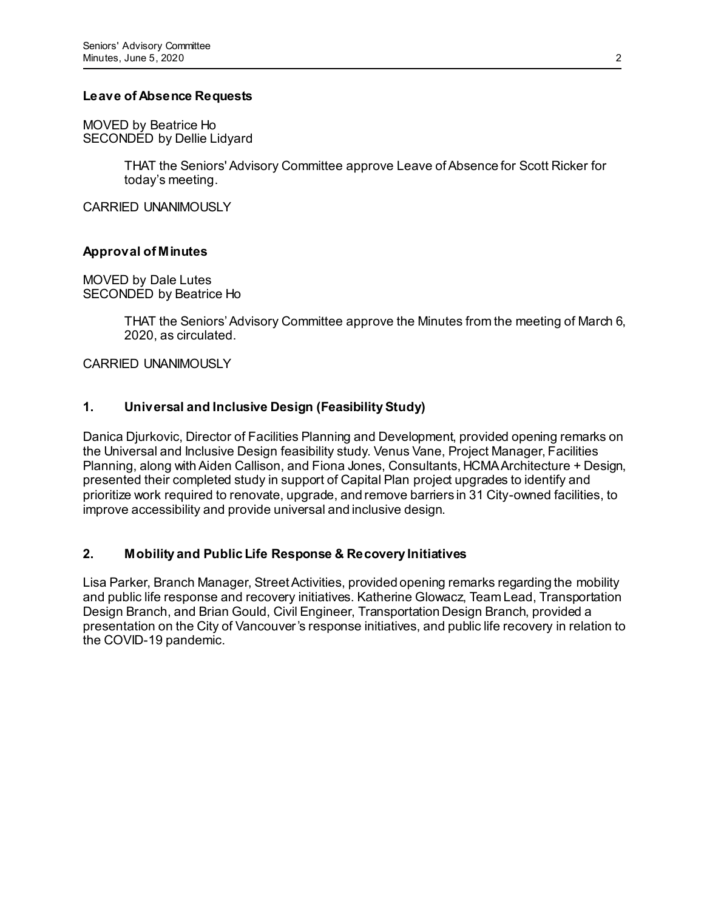**Leave of Absence Requests**

MOVED by Beatrice Ho
SECONDED by Dellie Lidyard

> THAT the Seniors' Advisory Committee approve Leave of Absence for Scott Ricker for today's meeting.

CARRIED UNANIMOUSLY

**Approval of Minutes**

MOVED by Dale Lutes
SECONDED by Beatrice Ho

> THAT the Seniors' Advisory Committee approve the Minutes from the meeting of March 6, 2020, as circulated.

CARRIED UNANIMOUSLY

**1. Universal and Inclusive Design (Feasibility Study)**

Danica Djurkovic, Director of Facilities Planning and Development, provided opening remarks on the Universal and Inclusive Design feasibility study. Venus Vane, Project Manager, Facilities Planning, along with Aiden Callison, and Fiona Jones, Consultants, HCMA Architecture + Design, presented their completed study in support of Capital Plan project upgrades to identify and prioritize work required to renovate, upgrade, and remove barriers in 31 City-owned facilities, to improve accessibility and provide universal and inclusive design.

**2. Mobility and Public Life Response & Recovery Initiatives**

Lisa Parker, Branch Manager, Street Activities, provided opening remarks regarding the mobility and public life response and recovery initiatives. Katherine Glowacz, Team Lead, Transportation Design Branch, and Brian Gould, Civil Engineer, Transportation Design Branch, provided a presentation on the City of Vancouver's response initiatives, and public life recovery in relation to the COVID-19 pandemic.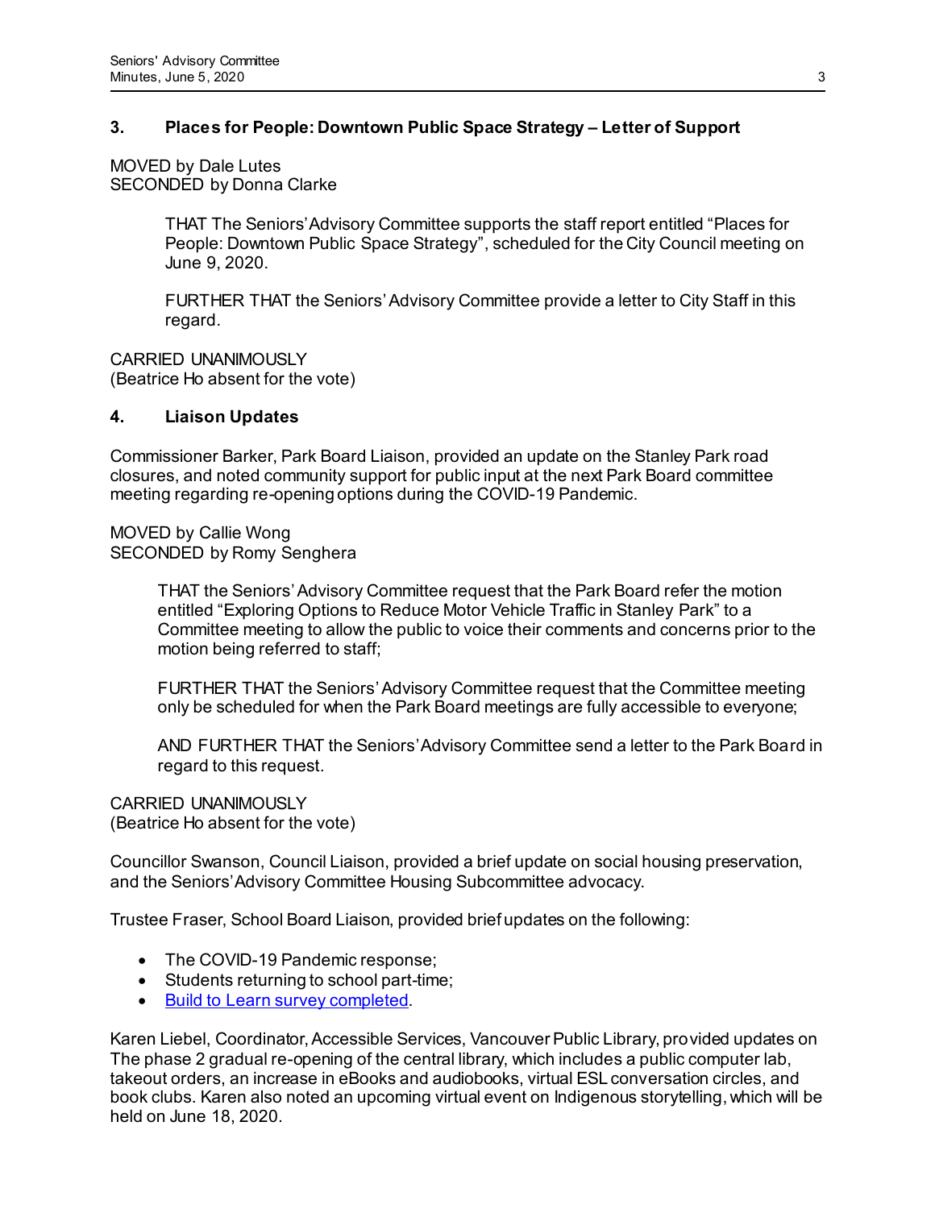### 3. Places for People: Downtown Public Space Strategy – Letter of Support

MOVED by Dale Lutes
SECONDED by Donna Clarke

> THAT The Seniors' Advisory Committee supports the staff report entitled "Places for People: Downtown Public Space Strategy", scheduled for the City Council meeting on June 9, 2020.
>
> FURTHER THAT the Seniors' Advisory Committee provide a letter to City Staff in this regard.

CARRIED UNANIMOUSLY
(Beatrice Ho absent for the vote)

### 4. Liaison Updates

Commissioner Barker, Park Board Liaison, provided an update on the Stanley Park road closures, and noted community support for public input at the next Park Board committee meeting regarding re-opening options during the COVID-19 Pandemic.

MOVED by Callie Wong
SECONDED by Romy Senghera

> THAT the Seniors' Advisory Committee request that the Park Board refer the motion entitled "Exploring Options to Reduce Motor Vehicle Traffic in Stanley Park" to a Committee meeting to allow the public to voice their comments and concerns prior to the motion being referred to staff;
>
> FURTHER THAT the Seniors' Advisory Committee request that the Committee meeting only be scheduled for when the Park Board meetings are fully accessible to everyone;
>
> AND FURTHER THAT the Seniors' Advisory Committee send a letter to the Park Board in regard to this request.

CARRIED UNANIMOUSLY
(Beatrice Ho absent for the vote)

Councillor Swanson, Council Liaison, provided a brief update on social housing preservation, and the Seniors' Advisory Committee Housing Subcommittee advocacy.

Trustee Fraser, School Board Liaison, provided brief updates on the following:

- The COVID-19 Pandemic response;
- Students returning to school part-time;
- Build to Learn survey completed.

Karen Liebel, Coordinator, Accessible Services, Vancouver Public Library, provided updates on The phase 2 gradual re-opening of the central library, which includes a public computer lab, takeout orders, an increase in eBooks and audiobooks, virtual ESL conversation circles, and book clubs. Karen also noted an upcoming virtual event on Indigenous storytelling, which will be held on June 18, 2020.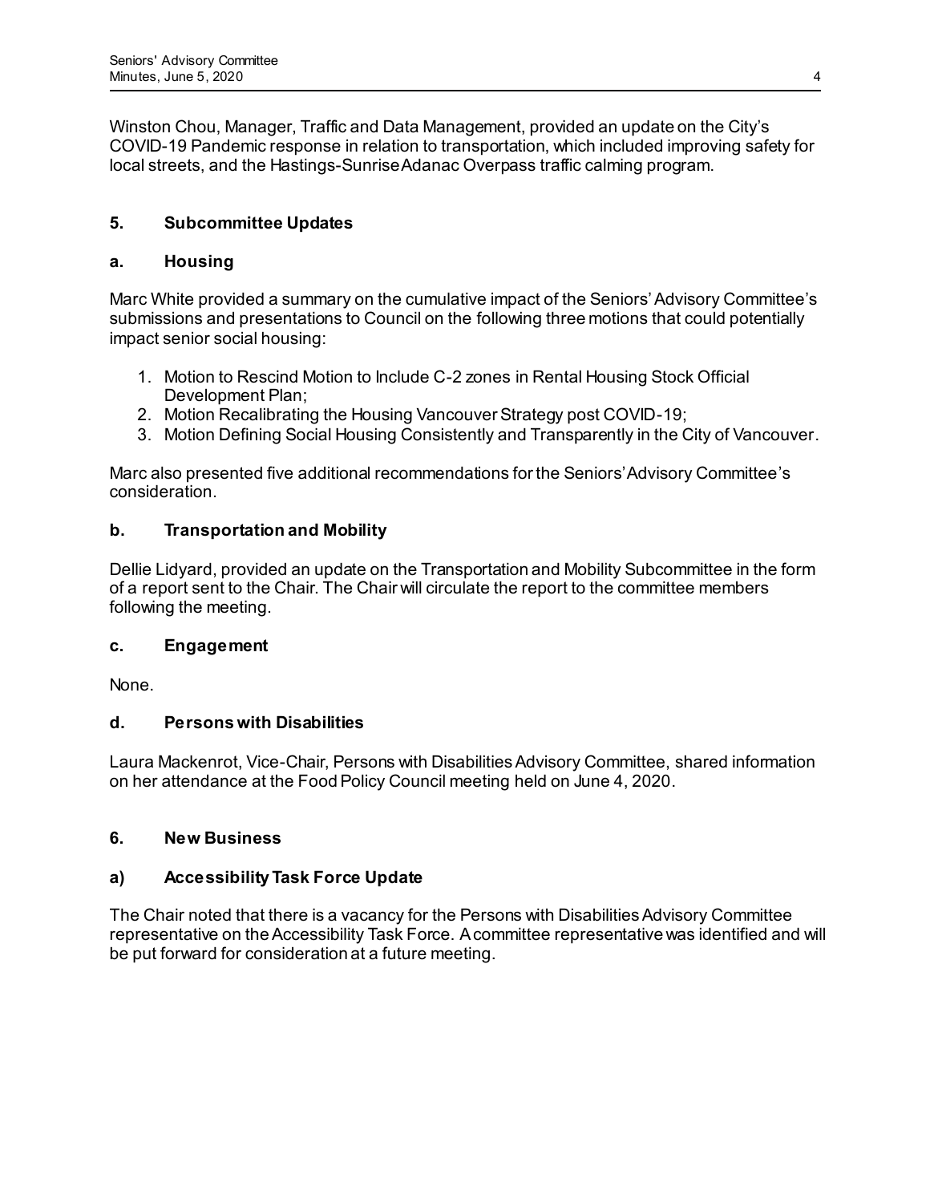Winston Chou, Manager, Traffic and Data Management, provided an update on the City's COVID-19 Pandemic response in relation to transportation, which included improving safety for local streets, and the Hastings-Sunrise Adanac Overpass traffic calming program.

## 5. Subcommittee Updates

### a. Housing

Marc White provided a summary on the cumulative impact of the Seniors' Advisory Committee's submissions and presentations to Council on the following three motions that could potentially impact senior social housing:

1. Motion to Rescind Motion to Include C-2 zones in Rental Housing Stock Official Development Plan;
2. Motion Recalibrating the Housing Vancouver Strategy post COVID-19;
3. Motion Defining Social Housing Consistently and Transparently in the City of Vancouver.

Marc also presented five additional recommendations for the Seniors' Advisory Committee's consideration.

### b. Transportation and Mobility

Dellie Lidyard, provided an update on the Transportation and Mobility Subcommittee in the form of a report sent to the Chair. The Chair will circulate the report to the committee members following the meeting.

### c. Engagement

None.

### d. Persons with Disabilities

Laura Mackenrot, Vice-Chair, Persons with Disabilities Advisory Committee, shared information on her attendance at the Food Policy Council meeting held on June 4, 2020.

## 6. New Business

### a) Accessibility Task Force Update

The Chair noted that there is a vacancy for the Persons with Disabilities Advisory Committee representative on the Accessibility Task Force. A committee representative was identified and will be put forward for consideration at a future meeting.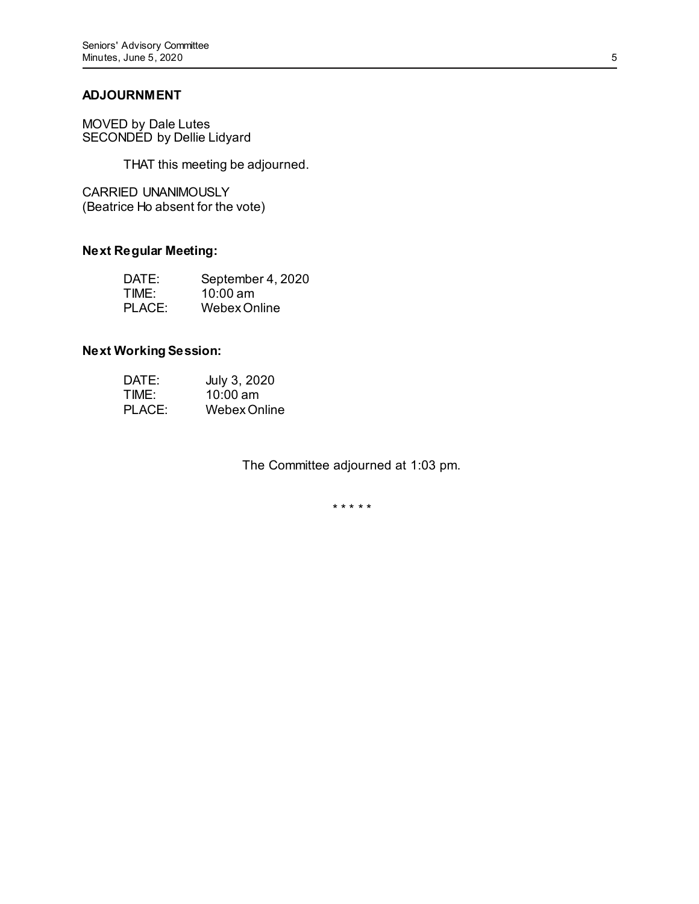## ADJOURNMENT

MOVED by Dale Lutes
SECONDED by Dellie Lidyard

THAT this meeting be adjourned.

CARRIED UNANIMOUSLY
(Beatrice Ho absent for the vote)

**Next Regular Meeting:**

DATE: September 4, 2020
TIME: 10:00 am
PLACE: Webex Online

**Next Working Session:**

DATE: July 3, 2020
TIME: 10:00 am
PLACE: Webex Online

The Committee adjourned at 1:03 pm.

\* \* \* \* \*